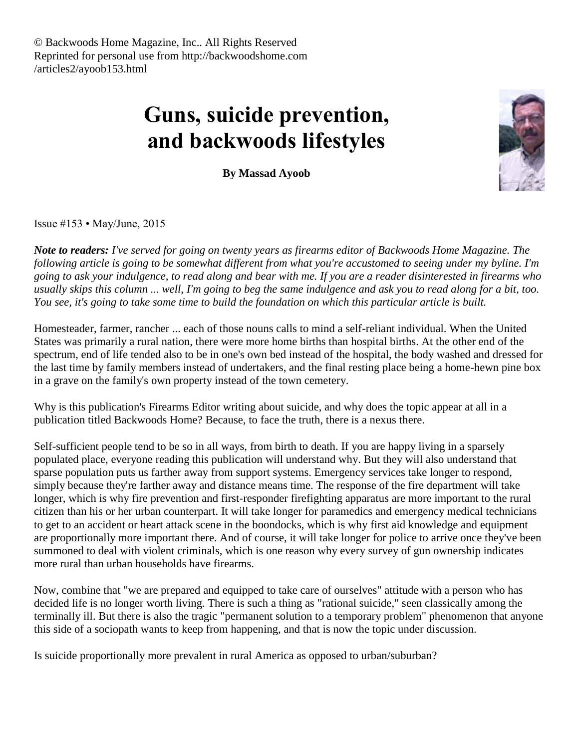© Backwoods Home Magazine, Inc.. All Rights Reserved
Reprinted for personal use from http://backwoodshome.com
/articles2/ayoob153.html

# Guns, suicide prevention, and backwoods lifestyles

**By Massad Ayoob**

Issue #153 • May/June, 2015

***Note to readers:*** *I've served for going on twenty years as firearms editor of Backwoods Home Magazine. The following article is going to be somewhat different from what you're accustomed to seeing under my byline. I'm going to ask your indulgence, to read along and bear with me. If you are a reader disinterested in firearms who usually skips this column ... well, I'm going to beg the same indulgence and ask you to read along for a bit, too. You see, it's going to take some time to build the foundation on which this particular article is built.*

Homesteader, farmer, rancher ... each of those nouns calls to mind a self-reliant individual. When the United States was primarily a rural nation, there were more home births than hospital births. At the other end of the spectrum, end of life tended also to be in one's own bed instead of the hospital, the body washed and dressed for the last time by family members instead of undertakers, and the final resting place being a home-hewn pine box in a grave on the family's own property instead of the town cemetery.

Why is this publication's Firearms Editor writing about suicide, and why does the topic appear at all in a publication titled Backwoods Home? Because, to face the truth, there is a nexus there.

Self-sufficient people tend to be so in all ways, from birth to death. If you are happy living in a sparsely populated place, everyone reading this publication will understand why. But they will also understand that sparse population puts us farther away from support systems. Emergency services take longer to respond, simply because they're farther away and distance means time. The response of the fire department will take longer, which is why fire prevention and first-responder firefighting apparatus are more important to the rural citizen than his or her urban counterpart. It will take longer for paramedics and emergency medical technicians to get to an accident or heart attack scene in the boondocks, which is why first aid knowledge and equipment are proportionally more important there. And of course, it will take longer for police to arrive once they've been summoned to deal with violent criminals, which is one reason why every survey of gun ownership indicates more rural than urban households have firearms.

Now, combine that "we are prepared and equipped to take care of ourselves" attitude with a person who has decided life is no longer worth living. There is such a thing as "rational suicide," seen classically among the terminally ill. But there is also the tragic "permanent solution to a temporary problem" phenomenon that anyone this side of a sociopath wants to keep from happening, and that is now the topic under discussion.

Is suicide proportionally more prevalent in rural America as opposed to urban/suburban?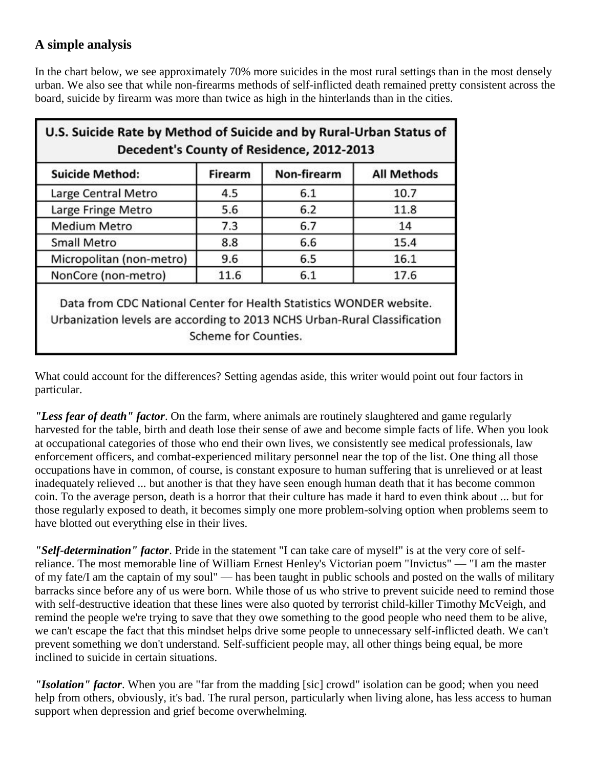### A simple analysis

In the chart below, we see approximately 70% more suicides in the most rural settings than in the most densely urban. We also see that while non-firearms methods of self-inflicted death remained pretty consistent across the board, suicide by firearm was more than twice as high in the hinterlands than in the cities.

**U.S. Suicide Rate by Method of Suicide and by Rural-Urban Status of Decedent's County of Residence, 2012-2013**

| Suicide Method: | Firearm | Non-firearm | All Methods |
| --- | --- | --- | --- |
| Large Central Metro | 4.5 | 6.1 | 10.7 |
| Large Fringe Metro | 5.6 | 6.2 | 11.8 |
| Medium Metro | 7.3 | 6.7 | 14 |
| Small Metro | 8.8 | 6.6 | 15.4 |
| Micropolitan (non-metro) | 9.6 | 6.5 | 16.1 |
| NonCore (non-metro) | 11.6 | 6.1 | 17.6 |

Data from CDC National Center for Health Statistics WONDER website. Urbanization levels are according to 2013 NCHS Urban-Rural Classification Scheme for Counties.

What could account for the differences? Setting agendas aside, this writer would point out four factors in particular.

***"Less fear of death" factor***. On the farm, where animals are routinely slaughtered and game regularly harvested for the table, birth and death lose their sense of awe and become simple facts of life. When you look at occupational categories of those who end their own lives, we consistently see medical professionals, law enforcement officers, and combat-experienced military personnel near the top of the list. One thing all those occupations have in common, of course, is constant exposure to human suffering that is unrelieved or at least inadequately relieved ... but another is that they have seen enough human death that it has become common coin. To the average person, death is a horror that their culture has made it hard to even think about ... but for those regularly exposed to death, it becomes simply one more problem-solving option when problems seem to have blotted out everything else in their lives.

***"Self-determination" factor***. Pride in the statement "I can take care of myself" is at the very core of self-reliance. The most memorable line of William Ernest Henley's Victorian poem "Invictus" — "I am the master of my fate/I am the captain of my soul" — has been taught in public schools and posted on the walls of military barracks since before any of us were born. While those of us who strive to prevent suicide need to remind those with self-destructive ideation that these lines were also quoted by terrorist child-killer Timothy McVeigh, and remind the people we're trying to save that they owe something to the good people who need them to be alive, we can't escape the fact that this mindset helps drive some people to unnecessary self-inflicted death. We can't prevent something we don't understand. Self-sufficient people may, all other things being equal, be more inclined to suicide in certain situations.

***"Isolation" factor***. When you are "far from the madding [sic] crowd" isolation can be good; when you need help from others, obviously, it's bad. The rural person, particularly when living alone, has less access to human support when depression and grief become overwhelming.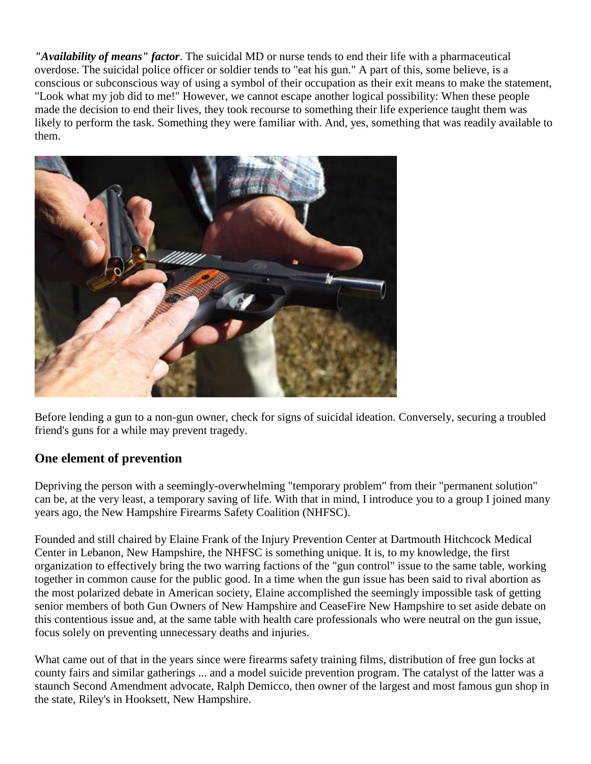***"Availability of means" factor***. The suicidal MD or nurse tends to end their life with a pharmaceutical overdose. The suicidal police officer or soldier tends to "eat his gun." A part of this, some believe, is a conscious or subconscious way of using a symbol of their occupation as their exit means to make the statement, "Look what my job did to me!" However, we cannot escape another logical possibility: When these people made the decision to end their lives, they took recourse to something their life experience taught them was likely to perform the task. Something they were familiar with. And, yes, something that was readily available to them.

Before lending a gun to a non-gun owner, check for signs of suicidal ideation. Conversely, securing a troubled friend's guns for a while may prevent tragedy.

## One element of prevention

Depriving the person with a seemingly-overwhelming "temporary problem" from their "permanent solution" can be, at the very least, a temporary saving of life. With that in mind, I introduce you to a group I joined many years ago, the New Hampshire Firearms Safety Coalition (NHFSC).

Founded and still chaired by Elaine Frank of the Injury Prevention Center at Dartmouth Hitchcock Medical Center in Lebanon, New Hampshire, the NHFSC is something unique. It is, to my knowledge, the first organization to effectively bring the two warring factions of the "gun control" issue to the same table, working together in common cause for the public good. In a time when the gun issue has been said to rival abortion as the most polarized debate in American society, Elaine accomplished the seemingly impossible task of getting senior members of both Gun Owners of New Hampshire and CeaseFire New Hampshire to set aside debate on this contentious issue and, at the same table with health care professionals who were neutral on the gun issue, focus solely on preventing unnecessary deaths and injuries.

What came out of that in the years since were firearms safety training films, distribution of free gun locks at county fairs and similar gatherings ... and a model suicide prevention program. The catalyst of the latter was a staunch Second Amendment advocate, Ralph Demicco, then owner of the largest and most famous gun shop in the state, Riley's in Hooksett, New Hampshire.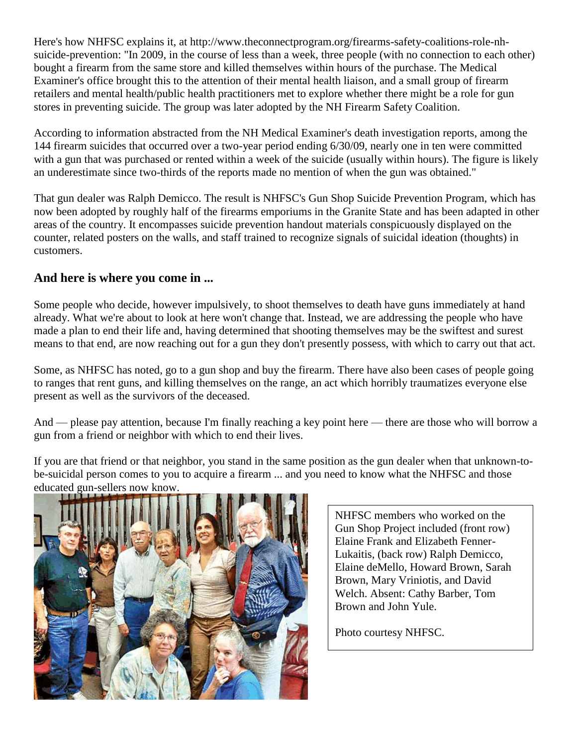Here's how NHFSC explains it, at http://www.theconnectprogram.org/firearms-safety-coalitions-role-nh-suicide-prevention: "In 2009, in the course of less than a week, three people (with no connection to each other) bought a firearm from the same store and killed themselves within hours of the purchase. The Medical Examiner's office brought this to the attention of their mental health liaison, and a small group of firearm retailers and mental health/public health practitioners met to explore whether there might be a role for gun stores in preventing suicide. The group was later adopted by the NH Firearm Safety Coalition.

According to information abstracted from the NH Medical Examiner's death investigation reports, among the 144 firearm suicides that occurred over a two-year period ending 6/30/09, nearly one in ten were committed with a gun that was purchased or rented within a week of the suicide (usually within hours). The figure is likely an underestimate since two-thirds of the reports made no mention of when the gun was obtained."

That gun dealer was Ralph Demicco. The result is NHFSC's Gun Shop Suicide Prevention Program, which has now been adopted by roughly half of the firearms emporiums in the Granite State and has been adapted in other areas of the country. It encompasses suicide prevention handout materials conspicuously displayed on the counter, related posters on the walls, and staff trained to recognize signals of suicidal ideation (thoughts) in customers.

### And here is where you come in ...

Some people who decide, however impulsively, to shoot themselves to death have guns immediately at hand already. What we're about to look at here won't change that. Instead, we are addressing the people who have made a plan to end their life and, having determined that shooting themselves may be the swiftest and surest means to that end, are now reaching out for a gun they don't presently possess, with which to carry out that act.

Some, as NHFSC has noted, go to a gun shop and buy the firearm. There have also been cases of people going to ranges that rent guns, and killing themselves on the range, an act which horribly traumatizes everyone else present as well as the survivors of the deceased.

And — please pay attention, because I'm finally reaching a key point here — there are those who will borrow a gun from a friend or neighbor with which to end their lives.

If you are that friend or that neighbor, you stand in the same position as the gun dealer when that unknown-to-be-suicidal person comes to you to acquire a firearm ... and you need to know what the NHFSC and those educated gun-sellers now know.

NHFSC members who worked on the Gun Shop Project included (front row) Elaine Frank and Elizabeth Fenner-Lukaitis, (back row) Ralph Demicco, Elaine deMello, Howard Brown, Sarah Brown, Mary Vriniotis, and David Welch. Absent: Cathy Barber, Tom Brown and John Yule.

Photo courtesy NHFSC.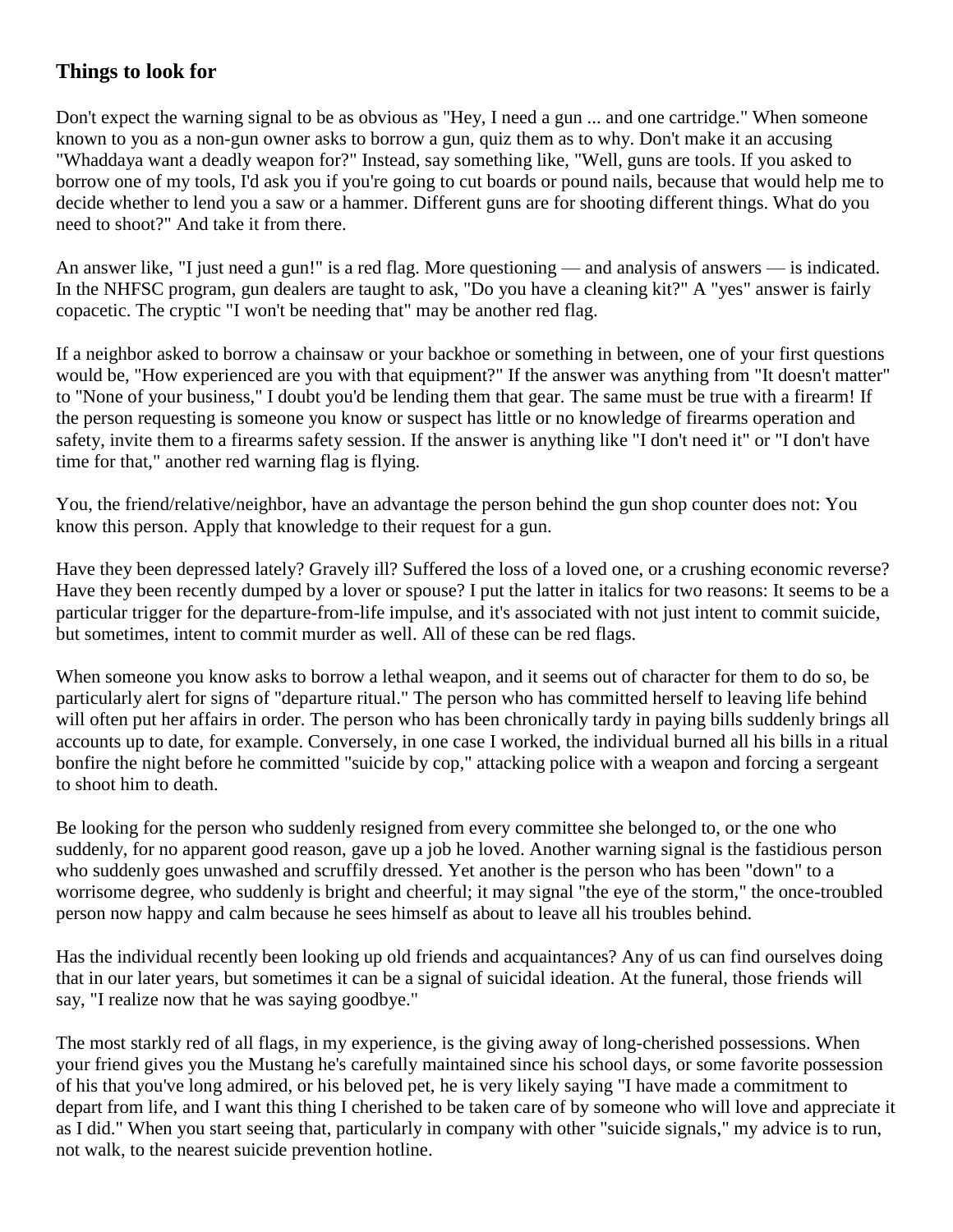## Things to look for

Don't expect the warning signal to be as obvious as "Hey, I need a gun ... and one cartridge." When someone known to you as a non-gun owner asks to borrow a gun, quiz them as to why. Don't make it an accusing "Whaddaya want a deadly weapon for?" Instead, say something like, "Well, guns are tools. If you asked to borrow one of my tools, I'd ask you if you're going to cut boards or pound nails, because that would help me to decide whether to lend you a saw or a hammer. Different guns are for shooting different things. What do you need to shoot?" And take it from there.

An answer like, "I just need a gun!" is a red flag. More questioning — and analysis of answers — is indicated. In the NHFSC program, gun dealers are taught to ask, "Do you have a cleaning kit?" A "yes" answer is fairly copacetic. The cryptic "I won't be needing that" may be another red flag.

If a neighbor asked to borrow a chainsaw or your backhoe or something in between, one of your first questions would be, "How experienced are you with that equipment?" If the answer was anything from "It doesn't matter" to "None of your business," I doubt you'd be lending them that gear. The same must be true with a firearm! If the person requesting is someone you know or suspect has little or no knowledge of firearms operation and safety, invite them to a firearms safety session. If the answer is anything like "I don't need it" or "I don't have time for that," another red warning flag is flying.

You, the friend/relative/neighbor, have an advantage the person behind the gun shop counter does not: You know this person. Apply that knowledge to their request for a gun.

Have they been depressed lately? Gravely ill? Suffered the loss of a loved one, or a crushing economic reverse? Have they been recently dumped by a lover or spouse? I put the latter in italics for two reasons: It seems to be a particular trigger for the departure-from-life impulse, and it's associated with not just intent to commit suicide, but sometimes, intent to commit murder as well. All of these can be red flags.

When someone you know asks to borrow a lethal weapon, and it seems out of character for them to do so, be particularly alert for signs of "departure ritual." The person who has committed herself to leaving life behind will often put her affairs in order. The person who has been chronically tardy in paying bills suddenly brings all accounts up to date, for example. Conversely, in one case I worked, the individual burned all his bills in a ritual bonfire the night before he committed "suicide by cop," attacking police with a weapon and forcing a sergeant to shoot him to death.

Be looking for the person who suddenly resigned from every committee she belonged to, or the one who suddenly, for no apparent good reason, gave up a job he loved. Another warning signal is the fastidious person who suddenly goes unwashed and scruffily dressed. Yet another is the person who has been "down" to a worrisome degree, who suddenly is bright and cheerful; it may signal "the eye of the storm," the once-troubled person now happy and calm because he sees himself as about to leave all his troubles behind.

Has the individual recently been looking up old friends and acquaintances? Any of us can find ourselves doing that in our later years, but sometimes it can be a signal of suicidal ideation. At the funeral, those friends will say, "I realize now that he was saying goodbye."

The most starkly red of all flags, in my experience, is the giving away of long-cherished possessions. When your friend gives you the Mustang he's carefully maintained since his school days, or some favorite possession of his that you've long admired, or his beloved pet, he is very likely saying "I have made a commitment to depart from life, and I want this thing I cherished to be taken care of by someone who will love and appreciate it as I did." When you start seeing that, particularly in company with other "suicide signals," my advice is to run, not walk, to the nearest suicide prevention hotline.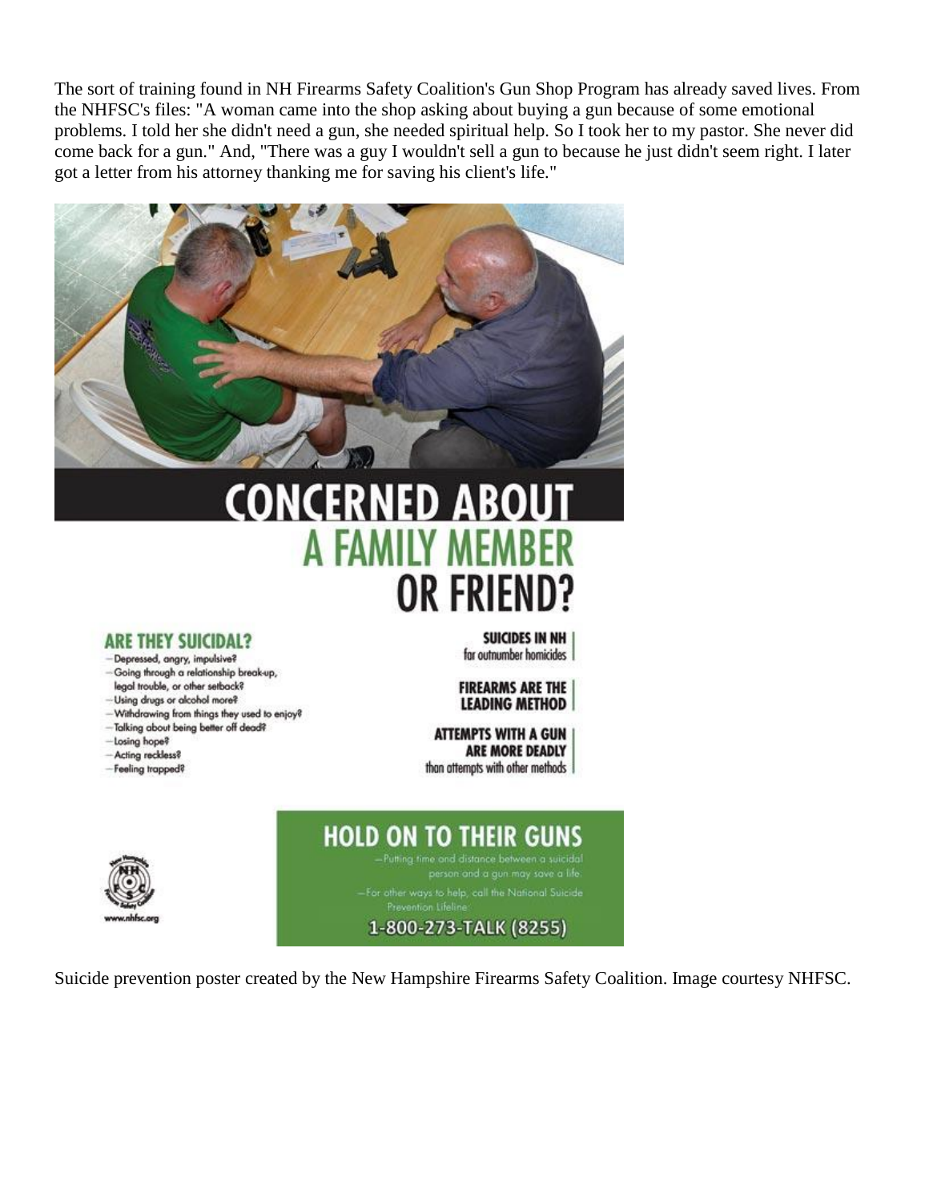The sort of training found in NH Firearms Safety Coalition's Gun Shop Program has already saved lives. From the NHFSC's files: "A woman came into the shop asking about buying a gun because of some emotional problems. I told her she didn't need a gun, she needed spiritual help. So I took her to my pastor. She never did come back for a gun." And, "There was a guy I wouldn't sell a gun to because he just didn't seem right. I later got a letter from his attorney thanking me for saving his client's life."

# CONCERNED ABOUT A FAMILY MEMBER OR FRIEND?

## ARE THEY SUICIDAL?

- Depressed, angry, impulsive?
- Going through a relationship break-up, legal trouble, or other setback?
- Using drugs or alcohol more?
- Withdrawing from things they used to enjoy?
- Talking about being better off dead?
- Losing hope?
- Acting reckless?
- Feeling trapped?

**SUICIDES IN NH** far outnumber homicides

**FIREARMS ARE THE LEADING METHOD**

**ATTEMPTS WITH A GUN ARE MORE DEADLY** than attempts with other methods

## HOLD ON TO THEIR GUNS

- Putting time and distance between a suicidal person and a gun may save a life.
- For other ways to help, call the National Suicide Prevention Lifeline:

**1-800-273-TALK (8255)**

www.nhfsc.org

Suicide prevention poster created by the New Hampshire Firearms Safety Coalition. Image courtesy NHFSC.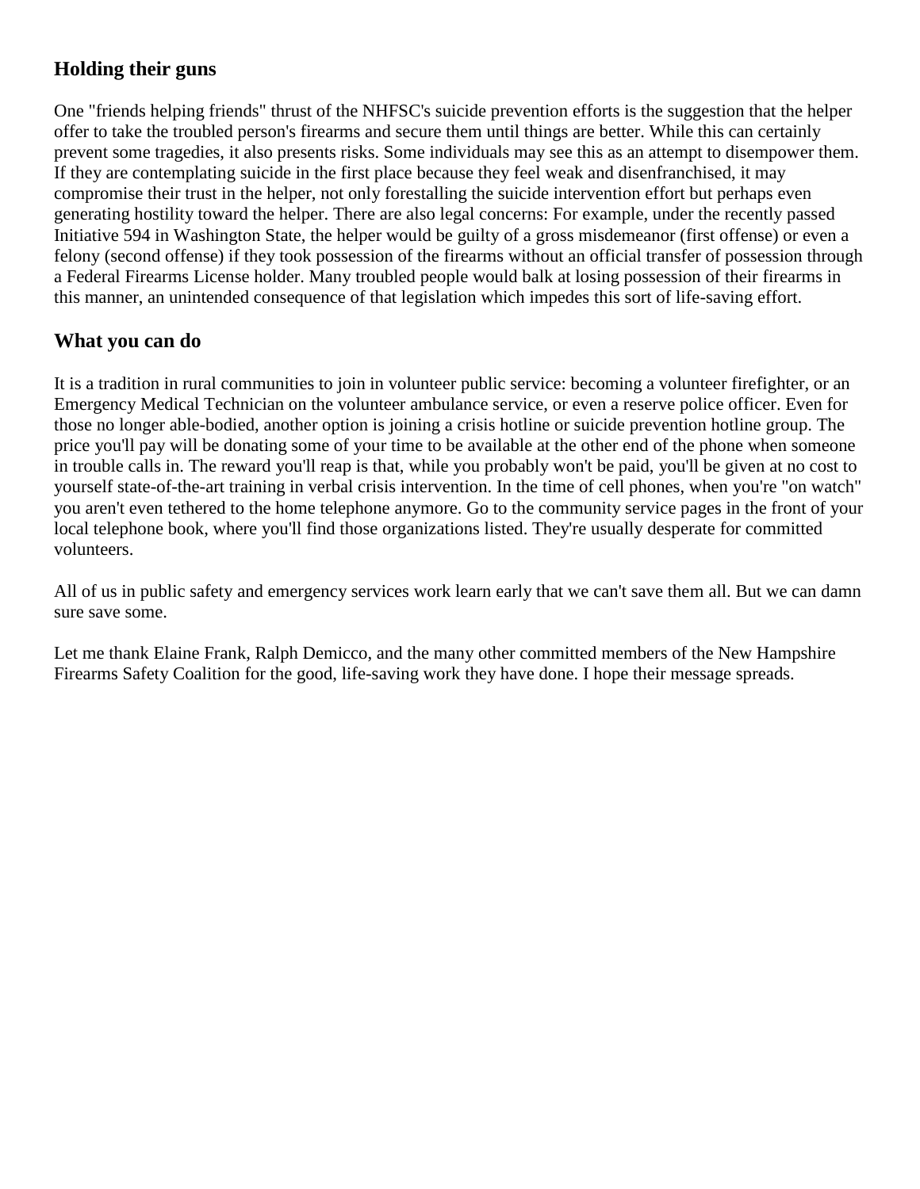## Holding their guns

One "friends helping friends" thrust of the NHFSC's suicide prevention efforts is the suggestion that the helper offer to take the troubled person's firearms and secure them until things are better. While this can certainly prevent some tragedies, it also presents risks. Some individuals may see this as an attempt to disempower them. If they are contemplating suicide in the first place because they feel weak and disenfranchised, it may compromise their trust in the helper, not only forestalling the suicide intervention effort but perhaps even generating hostility toward the helper. There are also legal concerns: For example, under the recently passed Initiative 594 in Washington State, the helper would be guilty of a gross misdemeanor (first offense) or even a felony (second offense) if they took possession of the firearms without an official transfer of possession through a Federal Firearms License holder. Many troubled people would balk at losing possession of their firearms in this manner, an unintended consequence of that legislation which impedes this sort of life-saving effort.

## What you can do

It is a tradition in rural communities to join in volunteer public service: becoming a volunteer firefighter, or an Emergency Medical Technician on the volunteer ambulance service, or even a reserve police officer. Even for those no longer able-bodied, another option is joining a crisis hotline or suicide prevention hotline group. The price you'll pay will be donating some of your time to be available at the other end of the phone when someone in trouble calls in. The reward you'll reap is that, while you probably won't be paid, you'll be given at no cost to yourself state-of-the-art training in verbal crisis intervention. In the time of cell phones, when you're "on watch" you aren't even tethered to the home telephone anymore. Go to the community service pages in the front of your local telephone book, where you'll find those organizations listed. They're usually desperate for committed volunteers.

All of us in public safety and emergency services work learn early that we can't save them all. But we can damn sure save some.

Let me thank Elaine Frank, Ralph Demicco, and the many other committed members of the New Hampshire Firearms Safety Coalition for the good, life-saving work they have done. I hope their message spreads.